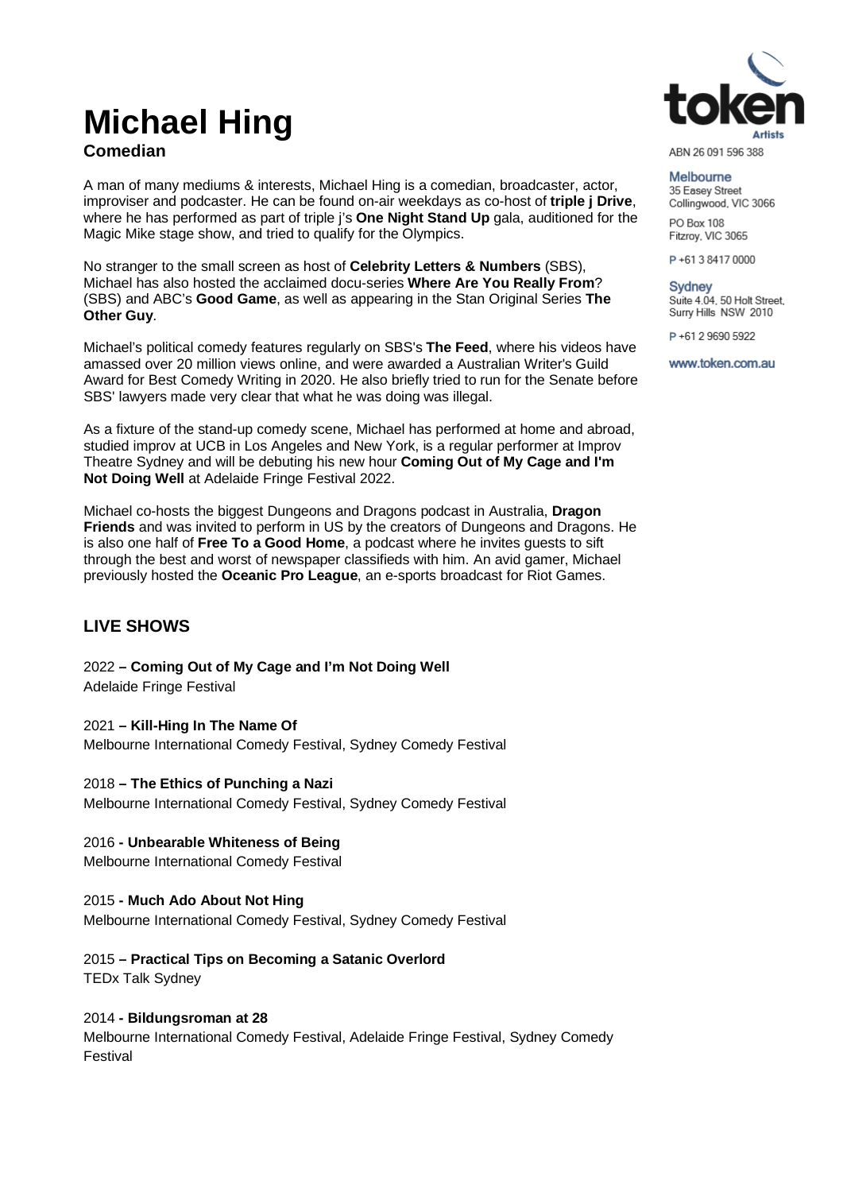# Michael Hing

**Comedian**

token Artists

ABN 26 091 596 388

**Melbourne**
35 Easey Street
Collingwood, VIC 3066

PO Box 108
Fitzroy, VIC 3065

P +61 3 8417 0000

**Sydney**
Suite 4.04, 50 Holt Street,
Surry Hills NSW 2010

P +61 2 9690 5922

www.token.com.au

A man of many mediums & interests, Michael Hing is a comedian, broadcaster, actor, improviser and podcaster. He can be found on-air weekdays as co-host of **triple j Drive**, where he has performed as part of triple j's **One Night Stand Up** gala, auditioned for the Magic Mike stage show, and tried to qualify for the Olympics.

No stranger to the small screen as host of **Celebrity Letters & Numbers** (SBS), Michael has also hosted the acclaimed docu-series **Where Are You Really From**? (SBS) and ABC's **Good Game**, as well as appearing in the Stan Original Series **The Other Guy**.

Michael's political comedy features regularly on SBS's **The Feed**, where his videos have amassed over 20 million views online, and were awarded a Australian Writer's Guild Award for Best Comedy Writing in 2020. He also briefly tried to run for the Senate before SBS' lawyers made very clear that what he was doing was illegal.

As a fixture of the stand-up comedy scene, Michael has performed at home and abroad, studied improv at UCB in Los Angeles and New York, is a regular performer at Improv Theatre Sydney and will be debuting his new hour **Coming Out of My Cage and I'm Not Doing Well** at Adelaide Fringe Festival 2022.

Michael co-hosts the biggest Dungeons and Dragons podcast in Australia, **Dragon Friends** and was invited to perform in US by the creators of Dungeons and Dragons. He is also one half of **Free To a Good Home**, a podcast where he invites guests to sift through the best and worst of newspaper classifieds with him. An avid gamer, Michael previously hosted the **Oceanic Pro League**, an e-sports broadcast for Riot Games.

## LIVE SHOWS

2022 **– Coming Out of My Cage and I'm Not Doing Well**
Adelaide Fringe Festival

2021 **– Kill-Hing In The Name Of**
Melbourne International Comedy Festival, Sydney Comedy Festival

2018 **– The Ethics of Punching a Nazi**
Melbourne International Comedy Festival, Sydney Comedy Festival

2016 **- Unbearable Whiteness of Being**
Melbourne International Comedy Festival

2015 **- Much Ado About Not Hing**
Melbourne International Comedy Festival, Sydney Comedy Festival

2015 **– Practical Tips on Becoming a Satanic Overlord**
TEDx Talk Sydney

2014 **- Bildungsroman at 28**
Melbourne International Comedy Festival, Adelaide Fringe Festival, Sydney Comedy Festival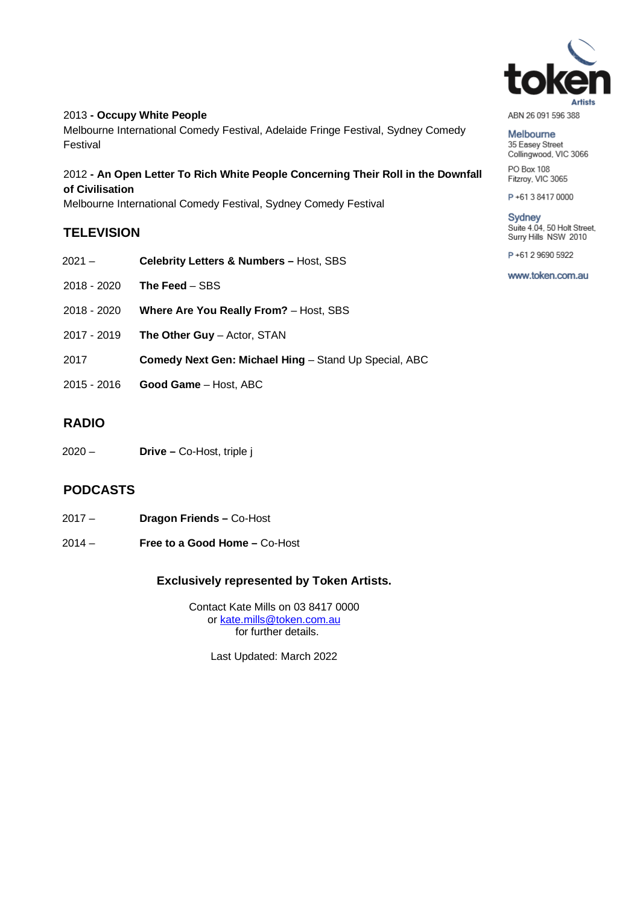2013 - **Occupy White People**
Melbourne International Comedy Festival, Adelaide Fringe Festival, Sydney Comedy Festival

2012 - **An Open Letter To Rich White People Concerning Their Roll in the Downfall of Civilisation**
Melbourne International Comedy Festival, Sydney Comedy Festival

## TELEVISION

| | |
|---|---|
| 2021 – | **Celebrity Letters & Numbers –** Host, SBS |
| 2018 - 2020 | **The Feed** – SBS |
| 2018 - 2020 | **Where Are You Really From?** – Host, SBS |
| 2017 - 2019 | **The Other Guy** – Actor, STAN |
| 2017 | **Comedy Next Gen: Michael Hing** – Stand Up Special, ABC |
| 2015 - 2016 | **Good Game** – Host, ABC |

## RADIO

| | |
|---|---|
| 2020 – | **Drive –** Co-Host, triple j |

## PODCASTS

| | |
|---|---|
| 2017 – | **Dragon Friends –** Co-Host |
| 2014 – | **Free to a Good Home –** Co-Host |

**Exclusively represented by Token Artists.**

Contact Kate Mills on 03 8417 0000
or kate.mills@token.com.au
for further details.

Last Updated: March 2022

token Artists
ABN 26 091 596 388

Melbourne
35 Easey Street
Collingwood, VIC 3066

PO Box 108
Fitzroy, VIC 3065

P +61 3 8417 0000

Sydney
Suite 4.04, 50 Holt Street,
Surry Hills NSW 2010

P +61 2 9690 5922

www.token.com.au